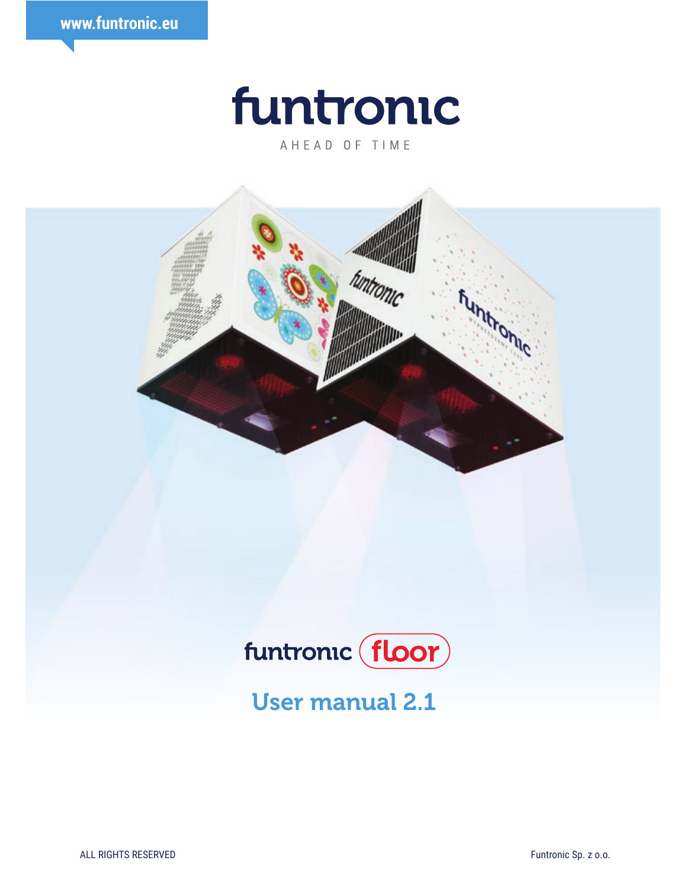www.funtronic.eu

# funtronic

AHEAD OF TIME

funtronic floor

## User manual 2.1

ALL RIGHTS RESERVED

Funtronic Sp. z o.o.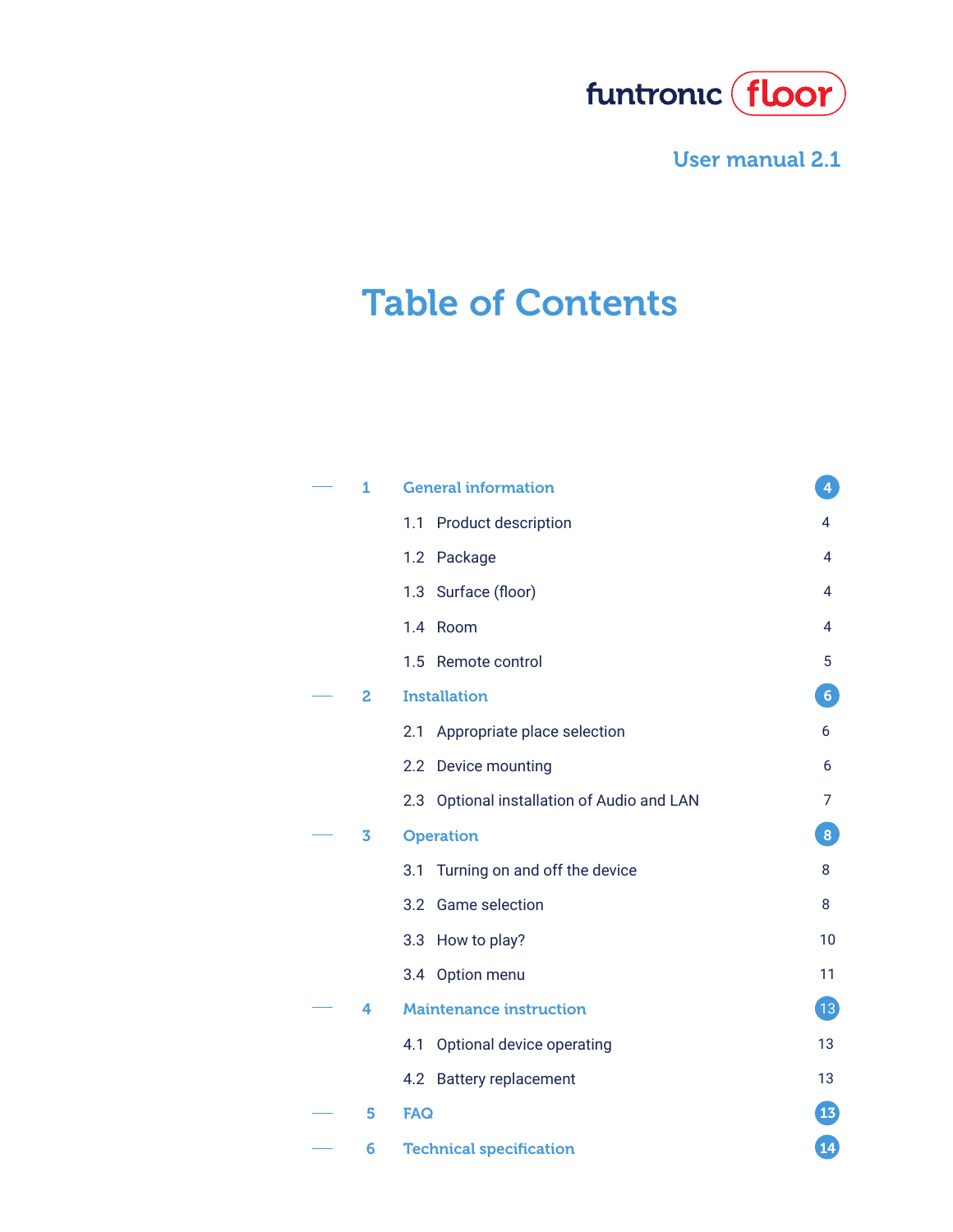funtronic floor

User manual 2.1

# Table of Contents

| | | | |
|---|---|---|---|
| 1 | **General information** | | **4** |
| | 1.1 | Product description | 4 |
| | 1.2 | Package | 4 |
| | 1.3 | Surface (floor) | 4 |
| | 1.4 | Room | 4 |
| | 1.5 | Remote control | 5 |
| 2 | **Installation** | | **6** |
| | 2.1 | Appropriate place selection | 6 |
| | 2.2 | Device mounting | 6 |
| | 2.3 | Optional installation of Audio and LAN | 7 |
| 3 | **Operation** | | **8** |
| | 3.1 | Turning on and off the device | 8 |
| | 3.2 | Game selection | 8 |
| | 3.3 | How to play? | 10 |
| | 3.4 | Option menu | 11 |
| 4 | **Maintenance instruction** | | **13** |
| | 4.1 | Optional device operating | 13 |
| | 4.2 | Battery replacement | 13 |
| 5 | **FAQ** | | **13** |
| 6 | **Technical specification** | | **14** |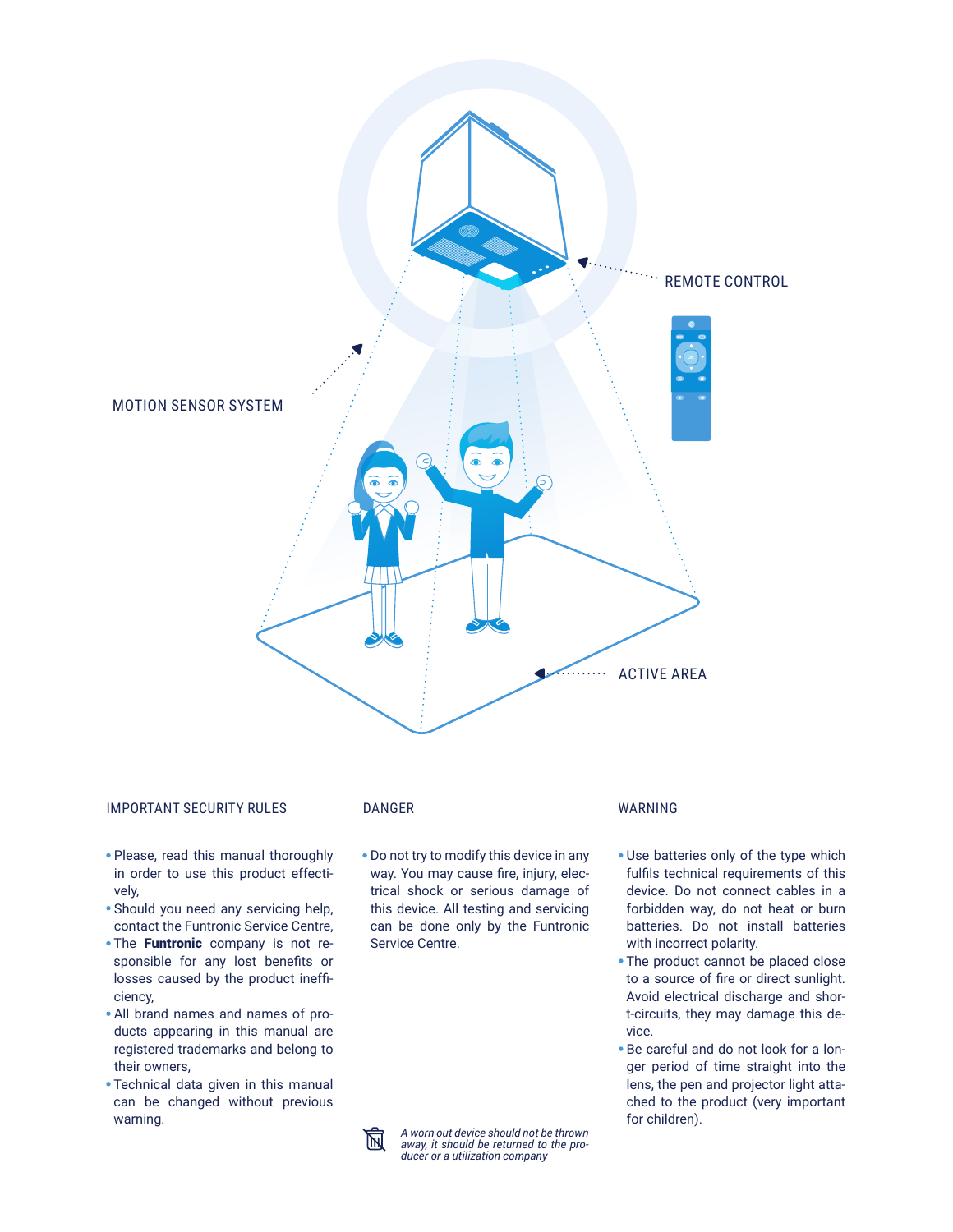MOTION SENSOR SYSTEM

REMOTE CONTROL

ACTIVE AREA

## IMPORTANT SECURITY RULES

- Please, read this manual thoroughly in order to use this product effectively,
- Should you need any servicing help, contact the Funtronic Service Centre,
- The **Funtronic** company is not responsible for any lost benefits or losses caused by the product inefficiency,
- All brand names and names of products appearing in this manual are registered trademarks and belong to their owners,
- Technical data given in this manual can be changed without previous warning.

## DANGER

- Do not try to modify this device in any way. You may cause fire, injury, electrical shock or serious damage of this device. All testing and servicing can be done only by the Funtronic Service Centre.

*A worn out device should not be thrown away, it should be returned to the producer or a utilization company*

## WARNING

- Use batteries only of the type which fulfils technical requirements of this device. Do not connect cables in a forbidden way, do not heat or burn batteries. Do not install batteries with incorrect polarity.
- The product cannot be placed close to a source of fire or direct sunlight. Avoid electrical discharge and short-circuits, they may damage this device.
- Be careful and do not look for a longer period of time straight into the lens, the pen and projector light attached to the product (very important for children).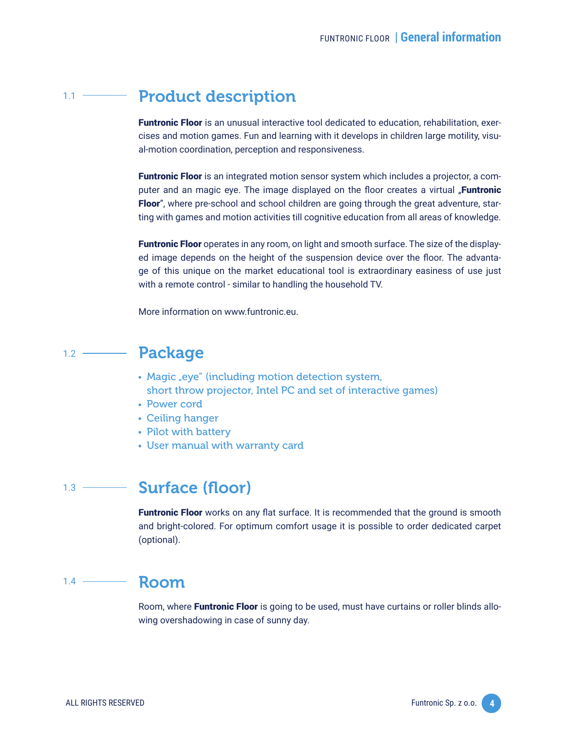## 1.1 Product description

**Funtronic Floor** is an unusual interactive tool dedicated to education, rehabilitation, exercises and motion games. Fun and learning with it develops in children large motility, visual-motion coordination, perception and responsiveness.

**Funtronic Floor** is an integrated motion sensor system which includes a projector, a computer and an magic eye. The image displayed on the floor creates a virtual **„Funtronic Floor**", where pre-school and school children are going through the great adventure, starting with games and motion activities till cognitive education from all areas of knowledge.

**Funtronic Floor** operates in any room, on light and smooth surface. The size of the displayed image depends on the height of the suspension device over the floor. The advantage of this unique on the market educational tool is extraordinary easiness of use just with a remote control - similar to handling the household TV.

More information on www.funtronic.eu.

## 1.2 Package

- Magic „eye" (including motion detection system, short throw projector, Intel PC and set of interactive games)
- Power cord
- Ceiling hanger
- Pilot with battery
- User manual with warranty card

## 1.3 Surface (floor)

**Funtronic Floor** works on any flat surface. It is recommended that the ground is smooth and bright-colored. For optimum comfort usage it is possible to order dedicated carpet (optional).

## 1.4 Room

Room, where **Funtronic Floor** is going to be used, must have curtains or roller blinds allowing overshadowing in case of sunny day.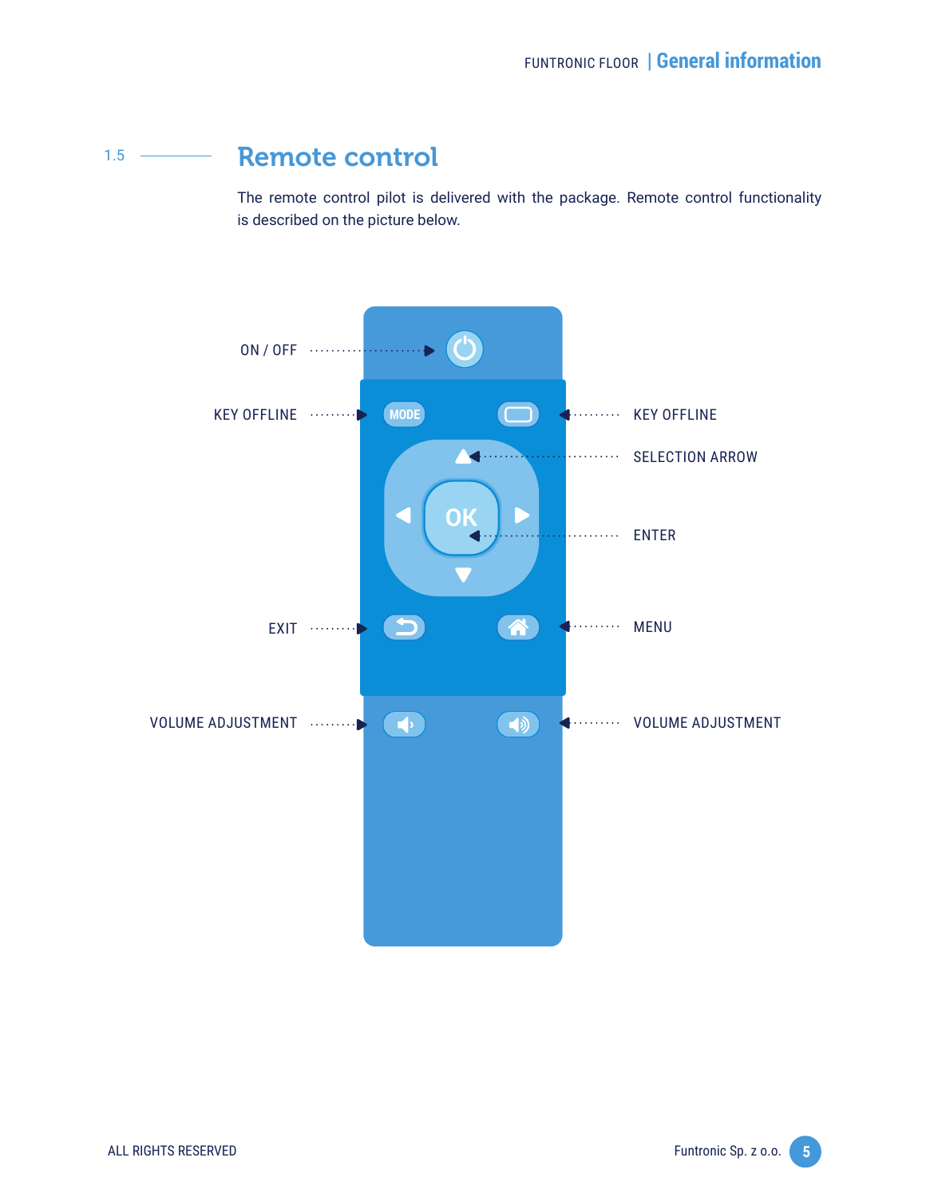## 1.5 Remote control

The remote control pilot is delivered with the package. Remote control functionality is described on the picture below.

ON / OFF

KEY OFFLINE

KEY OFFLINE

SELECTION ARROW

ENTER

EXIT

MENU

VOLUME ADJUSTMENT

VOLUME ADJUSTMENT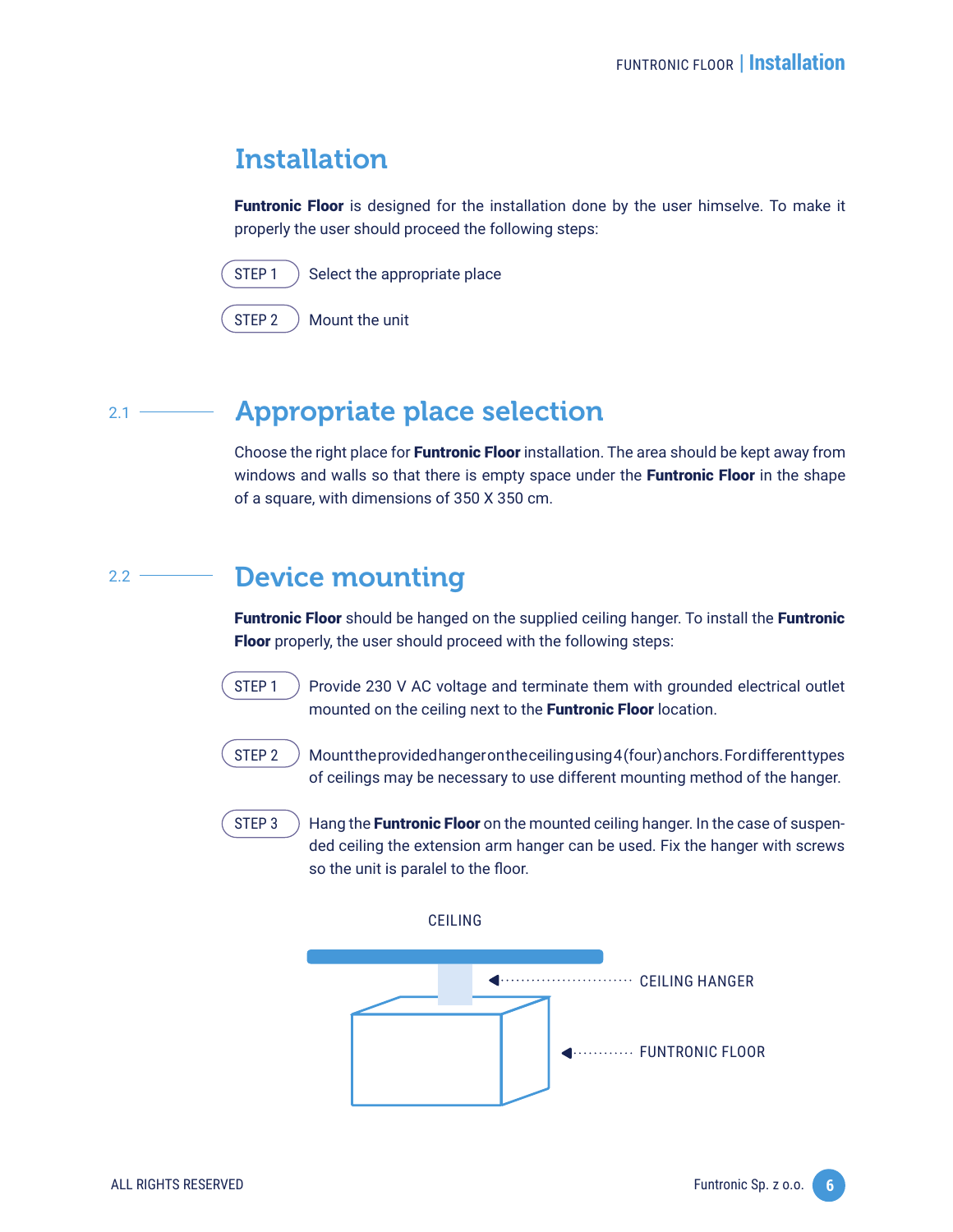# Installation

**Funtronic Floor** is designed for the installation done by the user himselve. To make it properly the user should proceed the following steps:

STEP 1 Select the appropriate place

STEP 2 Mount the unit

## 2.1 Appropriate place selection

Choose the right place for **Funtronic Floor** installation. The area should be kept away from windows and walls so that there is empty space under the **Funtronic Floor** in the shape of a square, with dimensions of 350 X 350 cm.

## 2.2 Device mounting

**Funtronic Floor** should be hanged on the supplied ceiling hanger. To install the **Funtronic Floor** properly, the user should proceed with the following steps:

STEP 1 Provide 230 V AC voltage and terminate them with grounded electrical outlet mounted on the ceiling next to the **Funtronic Floor** location.

STEP 2 Mount the provided hanger on the ceiling using 4 (four) anchors. For different types of ceilings may be necessary to use different mounting method of the hanger.

STEP 3 Hang the **Funtronic Floor** on the mounted ceiling hanger. In the case of suspended ceiling the extension arm hanger can be used. Fix the hanger with screws so the unit is paralel to the floor.

CEILING

CEILING HANGER

FUNTRONIC FLOOR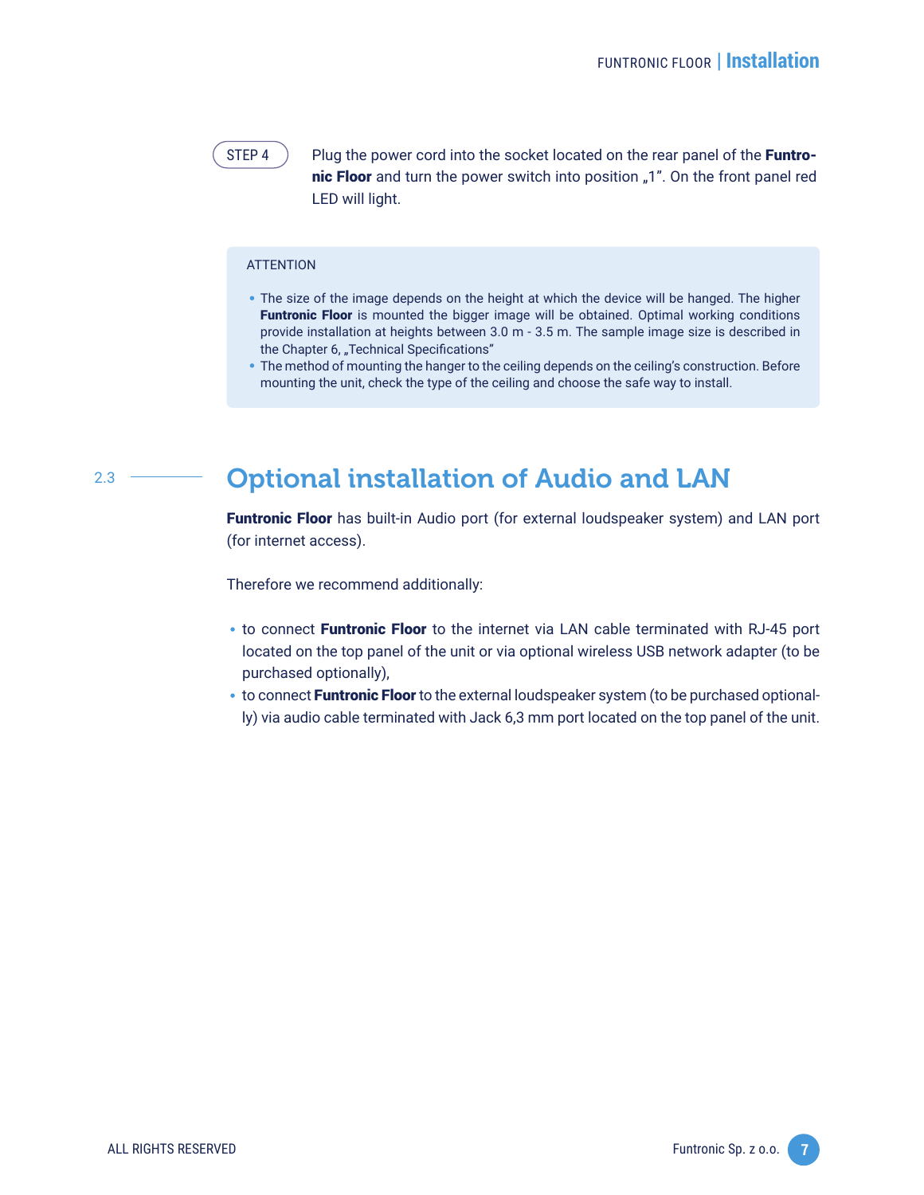STEP 4

Plug the power cord into the socket located on the rear panel of the **Funtronic Floor** and turn the power switch into position „1”. On the front panel red LED will light.

ATTENTION

- The size of the image depends on the height at which the device will be hanged. The higher **Funtronic Floor** is mounted the bigger image will be obtained. Optimal working conditions provide installation at heights between 3.0 m - 3.5 m. The sample image size is described in the Chapter 6, „Technical Specifications”
- The method of mounting the hanger to the ceiling depends on the ceiling's construction. Before mounting the unit, check the type of the ceiling and choose the safe way to install.

## 2.3 Optional installation of Audio and LAN

**Funtronic Floor** has built-in Audio port (for external loudspeaker system) and LAN port (for internet access).

Therefore we recommend additionally:

- to connect **Funtronic Floor** to the internet via LAN cable terminated with RJ-45 port located on the top panel of the unit or via optional wireless USB network adapter (to be purchased optionally),
- to connect **Funtronic Floor** to the external loudspeaker system (to be purchased optionally) via audio cable terminated with Jack 6,3 mm port located on the top panel of the unit.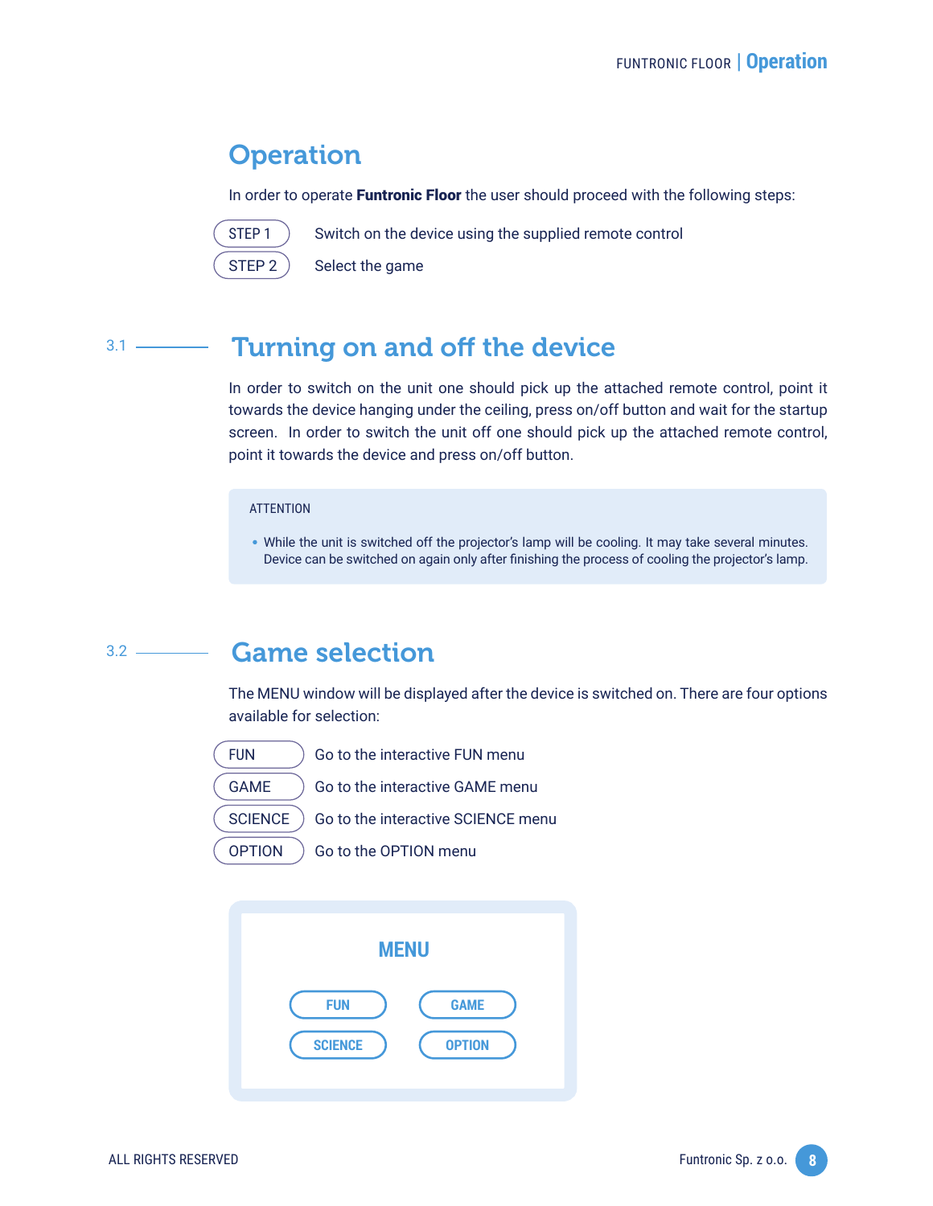# Operation

In order to operate **Funtronic Floor** the user should proceed with the following steps:

| | |
|---|---|
| STEP 1 | Switch on the device using the supplied remote control |
| STEP 2 | Select the game |

## 3.1 Turning on and off the device

In order to switch on the unit one should pick up the attached remote control, point it towards the device hanging under the ceiling, press on/off button and wait for the startup screen. In order to switch the unit off one should pick up the attached remote control, point it towards the device and press on/off button.

> ATTENTION
>
> - While the unit is switched off the projector's lamp will be cooling. It may take several minutes. Device can be switched on again only after finishing the process of cooling the projector's lamp.

## 3.2 Game selection

The MENU window will be displayed after the device is switched on. There are four options available for selection:

| | |
|---|---|
| FUN | Go to the interactive FUN menu |
| GAME | Go to the interactive GAME menu |
| SCIENCE | Go to the interactive SCIENCE menu |
| OPTION | Go to the OPTION menu |

MENU

| | |
|---|---|
| FUN | GAME |
| SCIENCE | OPTION |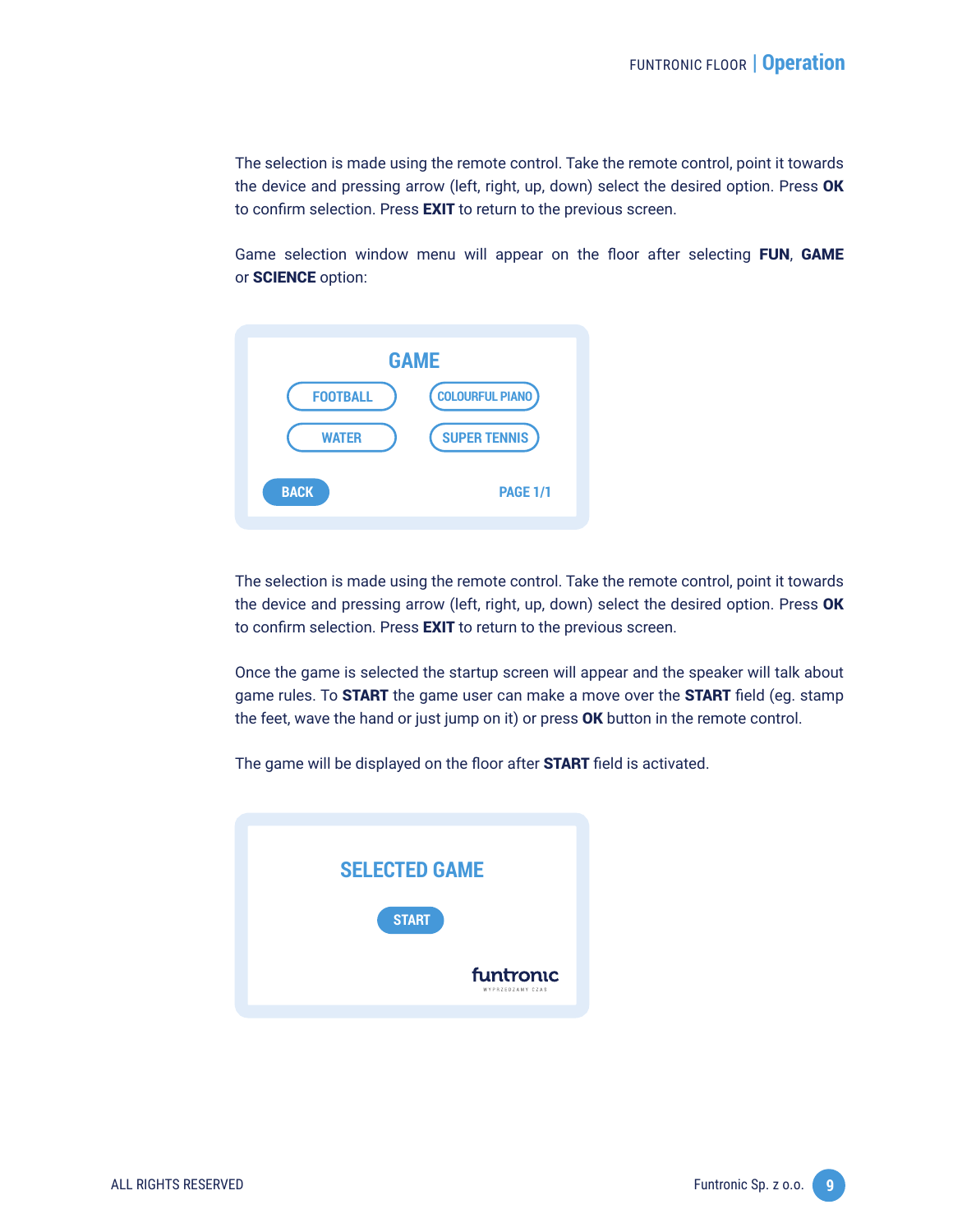The selection is made using the remote control. Take the remote control, point it towards the device and pressing arrow (left, right, up, down) select the desired option. Press **OK** to confirm selection. Press **EXIT** to return to the previous screen.

Game selection window menu will appear on the floor after selecting **FUN**, **GAME** or **SCIENCE** option:

GAME

FOOTBALL | COLOURFUL PIANO

WATER | SUPER TENNIS

BACK | PAGE 1/1

The selection is made using the remote control. Take the remote control, point it towards the device and pressing arrow (left, right, up, down) select the desired option. Press **OK** to confirm selection. Press **EXIT** to return to the previous screen.

Once the game is selected the startup screen will appear and the speaker will talk about game rules. To **START** the game user can make a move over the **START** field (eg. stamp the feet, wave the hand or just jump on it) or press **OK** button in the remote control.

The game will be displayed on the floor after **START** field is activated.

SELECTED GAME

START

funtronic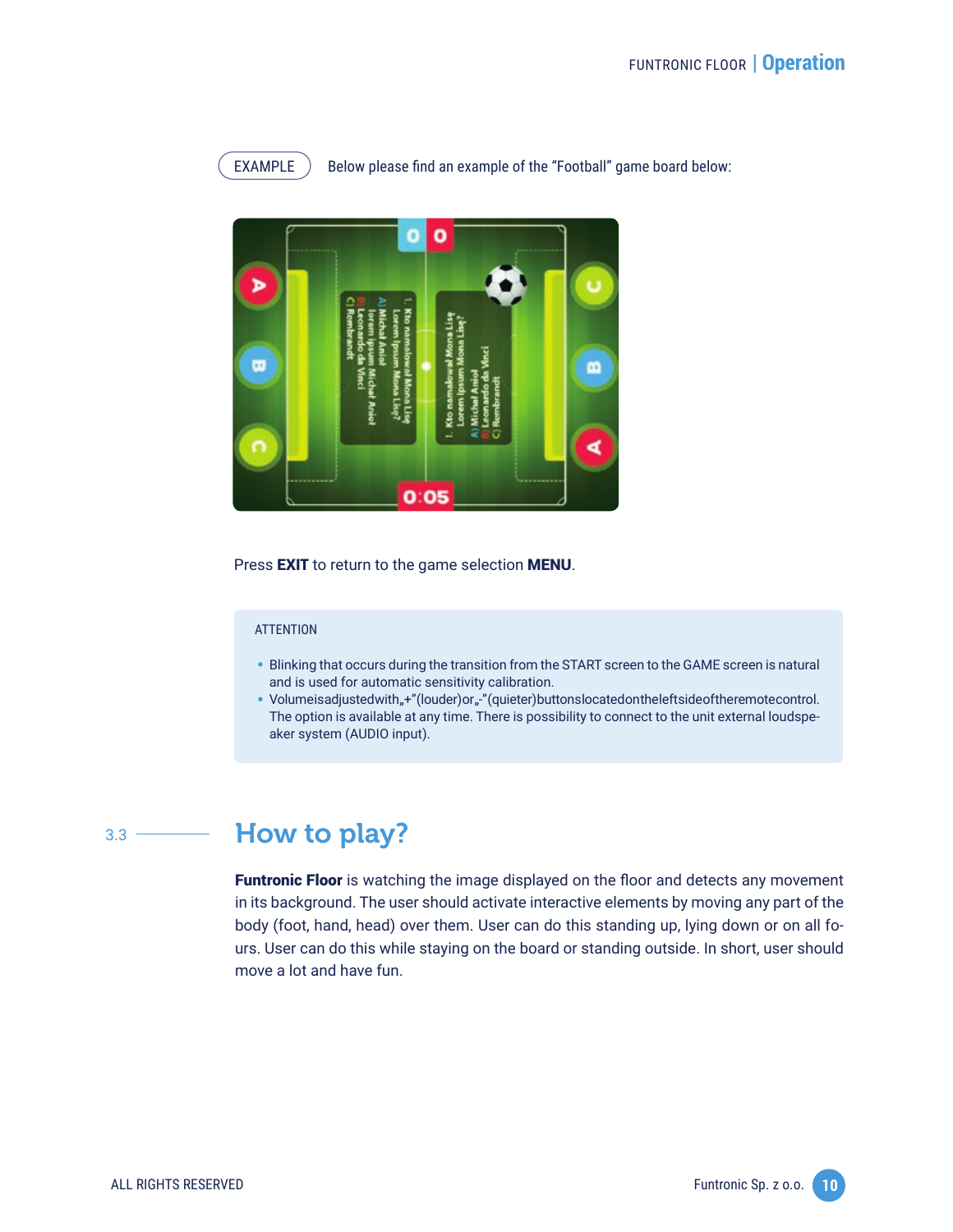EXAMPLE

Below please find an example of the "Football" game board below:

Press **EXIT** to return to the game selection **MENU**.

ATTENTION

- Blinking that occurs during the transition from the START screen to the GAME screen is natural and is used for automatic sensitivity calibration.
- Volumeisadjustedwith„+"(louder)or„-"(quieter)buttonslocatedontheleftsideoftheremotecontrol. The option is available at any time. There is possibility to connect to the unit external loudspeaker system (AUDIO input).

## 3.3 How to play?

**Funtronic Floor** is watching the image displayed on the floor and detects any movement in its background. The user should activate interactive elements by moving any part of the body (foot, hand, head) over them. User can do this standing up, lying down or on all fours. User can do this while staying on the board or standing outside. In short, user should move a lot and have fun.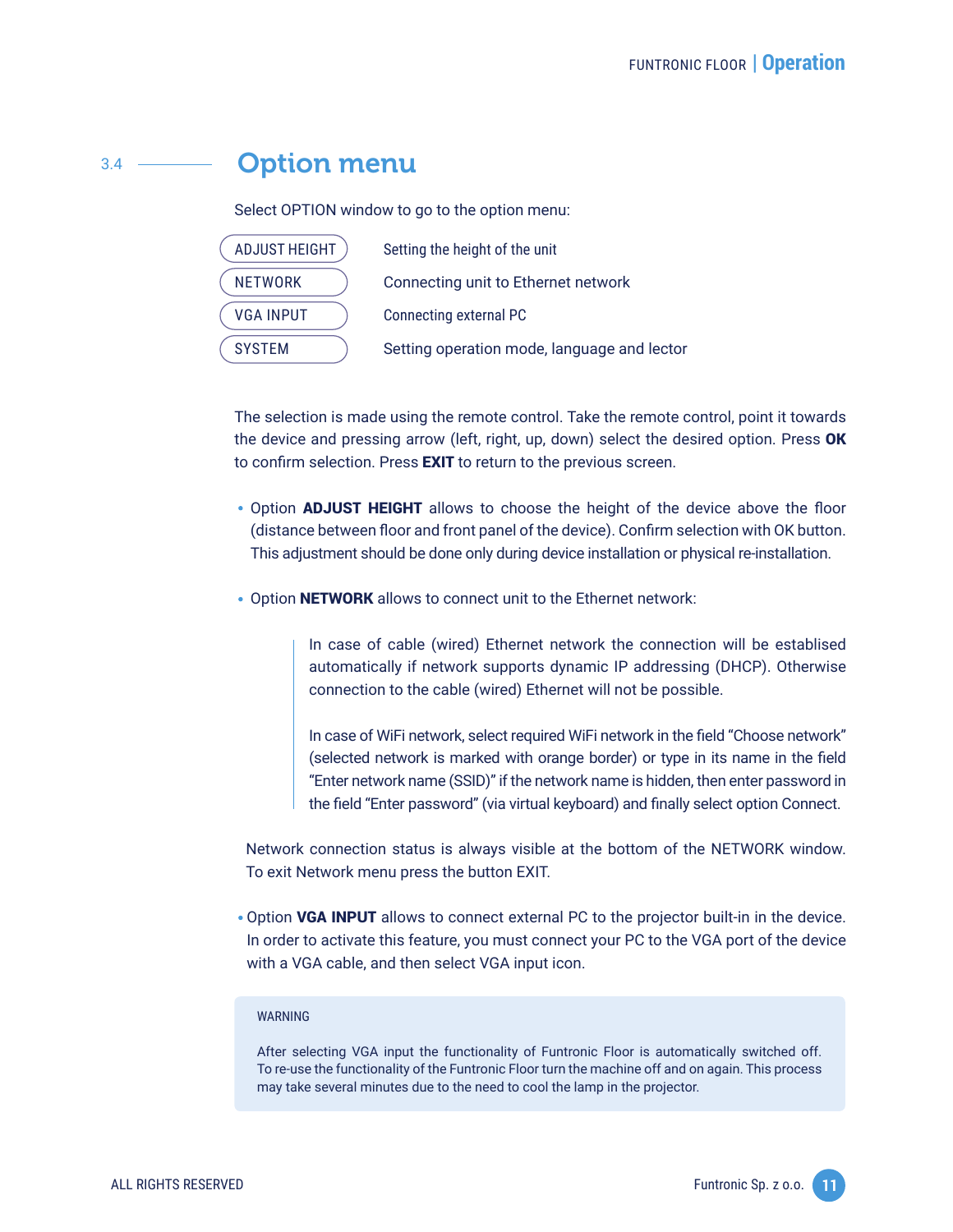## 3.4 Option menu

Select OPTION window to go to the option menu:

| | |
|---|---|
| ADJUST HEIGHT | Setting the height of the unit |
| NETWORK | Connecting unit to Ethernet network |
| VGA INPUT | Connecting external PC |
| SYSTEM | Setting operation mode, language and lector |

The selection is made using the remote control. Take the remote control, point it towards the device and pressing arrow (left, right, up, down) select the desired option. Press **OK** to confirm selection. Press **EXIT** to return to the previous screen.

- Option **ADJUST HEIGHT** allows to choose the height of the device above the floor (distance between floor and front panel of the device). Confirm selection with OK button. This adjustment should be done only during device installation or physical re-installation.

- Option **NETWORK** allows to connect unit to the Ethernet network:

  > In case of cable (wired) Ethernet network the connection will be establised automatically if network supports dynamic IP addressing (DHCP). Otherwise connection to the cable (wired) Ethernet will not be possible.
  >
  > In case of WiFi network, select required WiFi network in the field "Choose network" (selected network is marked with orange border) or type in its name in the field "Enter network name (SSID)" if the network name is hidden, then enter password in the field "Enter password" (via virtual keyboard) and finally select option Connect.

  Network connection status is always visible at the bottom of the NETWORK window. To exit Network menu press the button EXIT.

- Option **VGA INPUT** allows to connect external PC to the projector built-in in the device. In order to activate this feature, you must connect your PC to the VGA port of the device with a VGA cable, and then select VGA input icon.

> WARNING
>
> After selecting VGA input the functionality of Funtronic Floor is automatically switched off. To re-use the functionality of the Funtronic Floor turn the machine off and on again. This process may take several minutes due to the need to cool the lamp in the projector.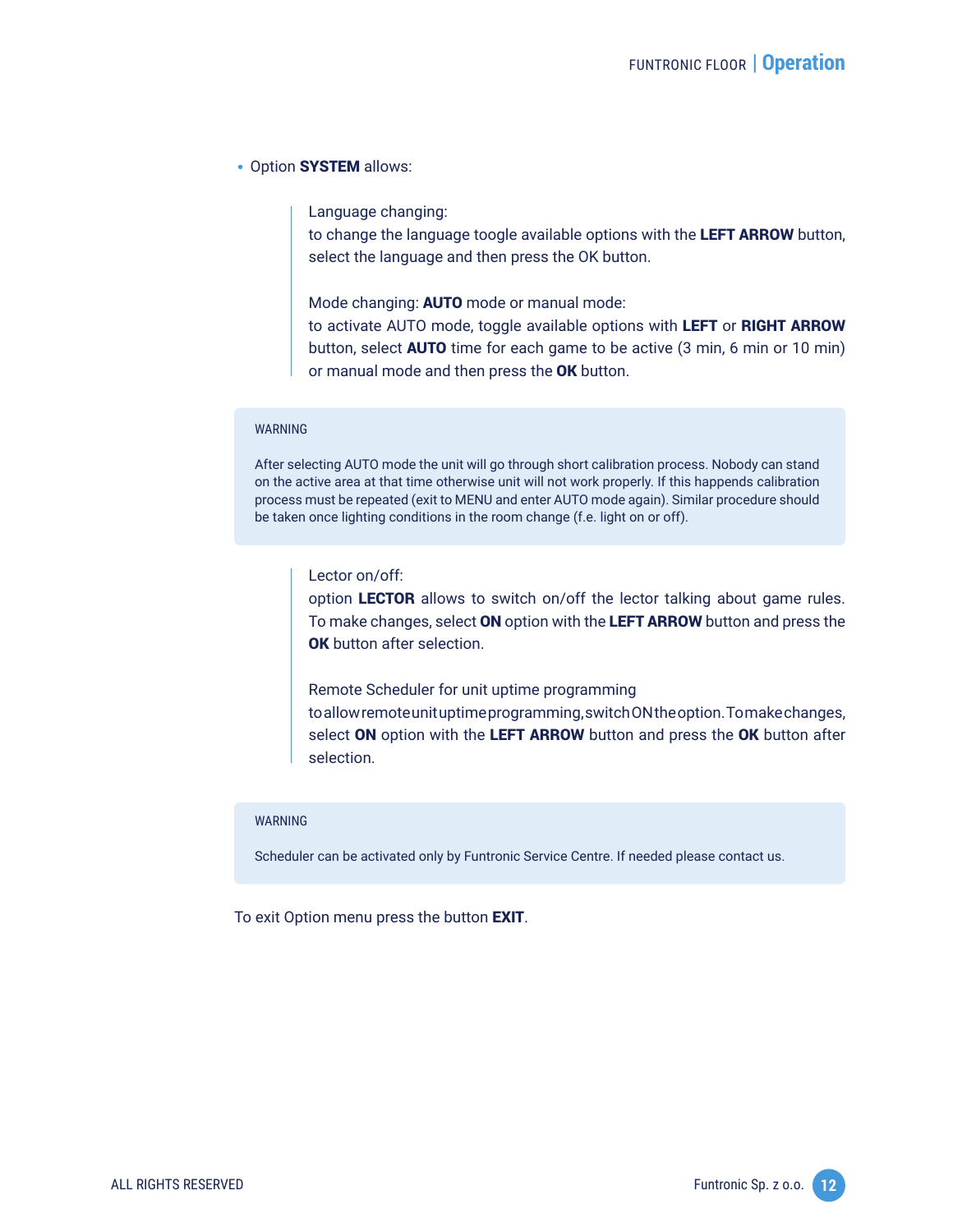- Option **SYSTEM** allows:

  > Language changing:
  > to change the language toogle available options with the **LEFT ARROW** button, select the language and then press the OK button.
  >
  > Mode changing: **AUTO** mode or manual mode:
  > to activate AUTO mode, toggle available options with **LEFT** or **RIGHT ARROW** button, select **AUTO** time for each game to be active (3 min, 6 min or 10 min) or manual mode and then press the **OK** button.

> WARNING
>
> After selecting AUTO mode the unit will go through short calibration process. Nobody can stand on the active area at that time otherwise unit will not work properly. If this happends calibration process must be repeated (exit to MENU and enter AUTO mode again). Similar procedure should be taken once lighting conditions in the room change (f.e. light on or off).

> Lector on/off:
> option **LECTOR** allows to switch on/off the lector talking about game rules. To make changes, select **ON** option with the **LEFT ARROW** button and press the **OK** button after selection.
>
> Remote Scheduler for unit uptime programming
> to allow remote unit uptime programming, switch ON the option. To make changes, select **ON** option with the **LEFT ARROW** button and press the **OK** button after selection.

> WARNING
>
> Scheduler can be activated only by Funtronic Service Centre. If needed please contact us.

To exit Option menu press the button **EXIT**.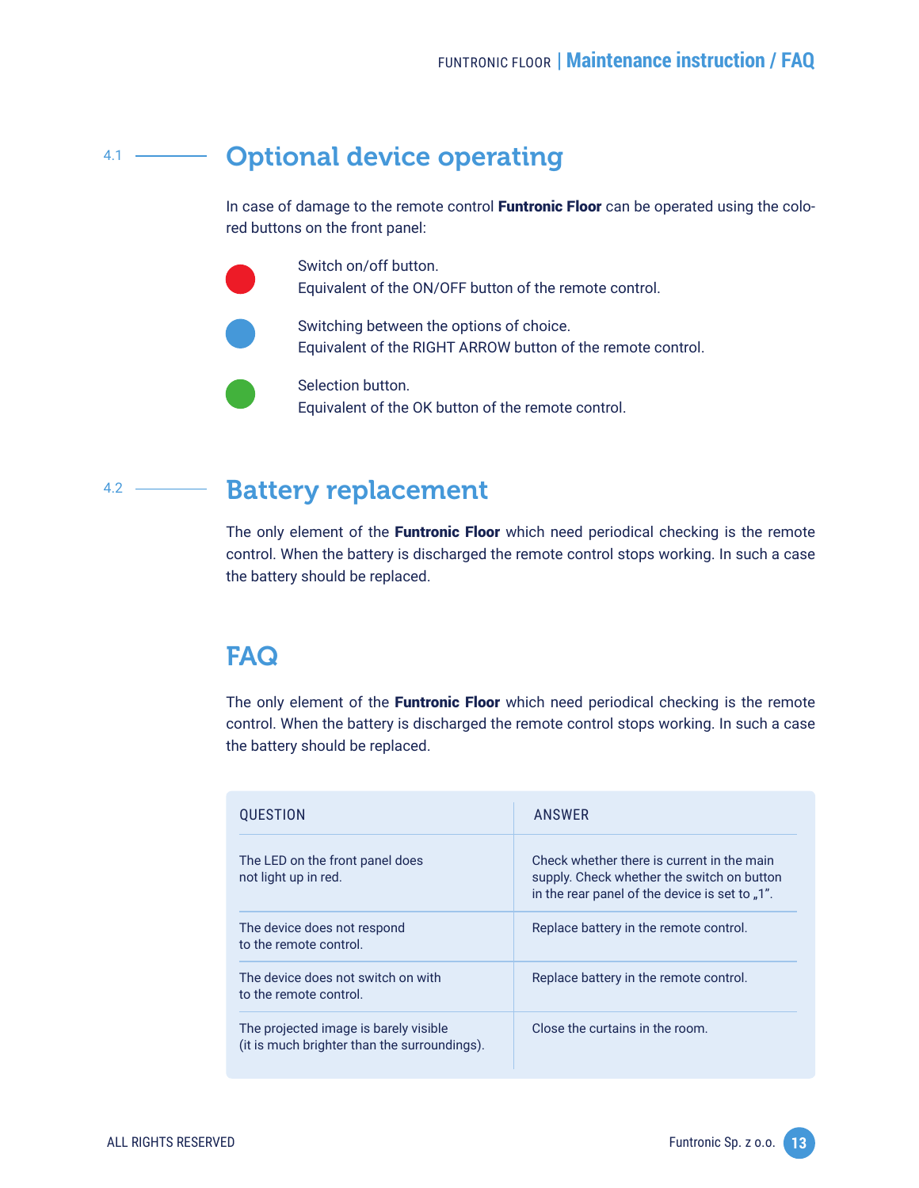## 4.1 Optional device operating

In case of damage to the remote control **Funtronic Floor** can be operated using the colored buttons on the front panel:

- (Red) Switch on/off button.
  Equivalent of the ON/OFF button of the remote control.
- (Blue) Switching between the options of choice.
  Equivalent of the RIGHT ARROW button of the remote control.
- (Green) Selection button.
  Equivalent of the OK button of the remote control.

## 4.2 Battery replacement

The only element of the **Funtronic Floor** which need periodical checking is the remote control. When the battery is discharged the remote control stops working. In such a case the battery should be replaced.

## FAQ

The only element of the **Funtronic Floor** which need periodical checking is the remote control. When the battery is discharged the remote control stops working. In such a case the battery should be replaced.

| QUESTION | ANSWER |
|---|---|
| The LED on the front panel does not light up in red. | Check whether there is current in the main supply. Check whether the switch on button in the rear panel of the device is set to „1". |
| The device does not respond to the remote control. | Replace battery in the remote control. |
| The device does not switch on with to the remote control. | Replace battery in the remote control. |
| The projected image is barely visible (it is much brighter than the surroundings). | Close the curtains in the room. |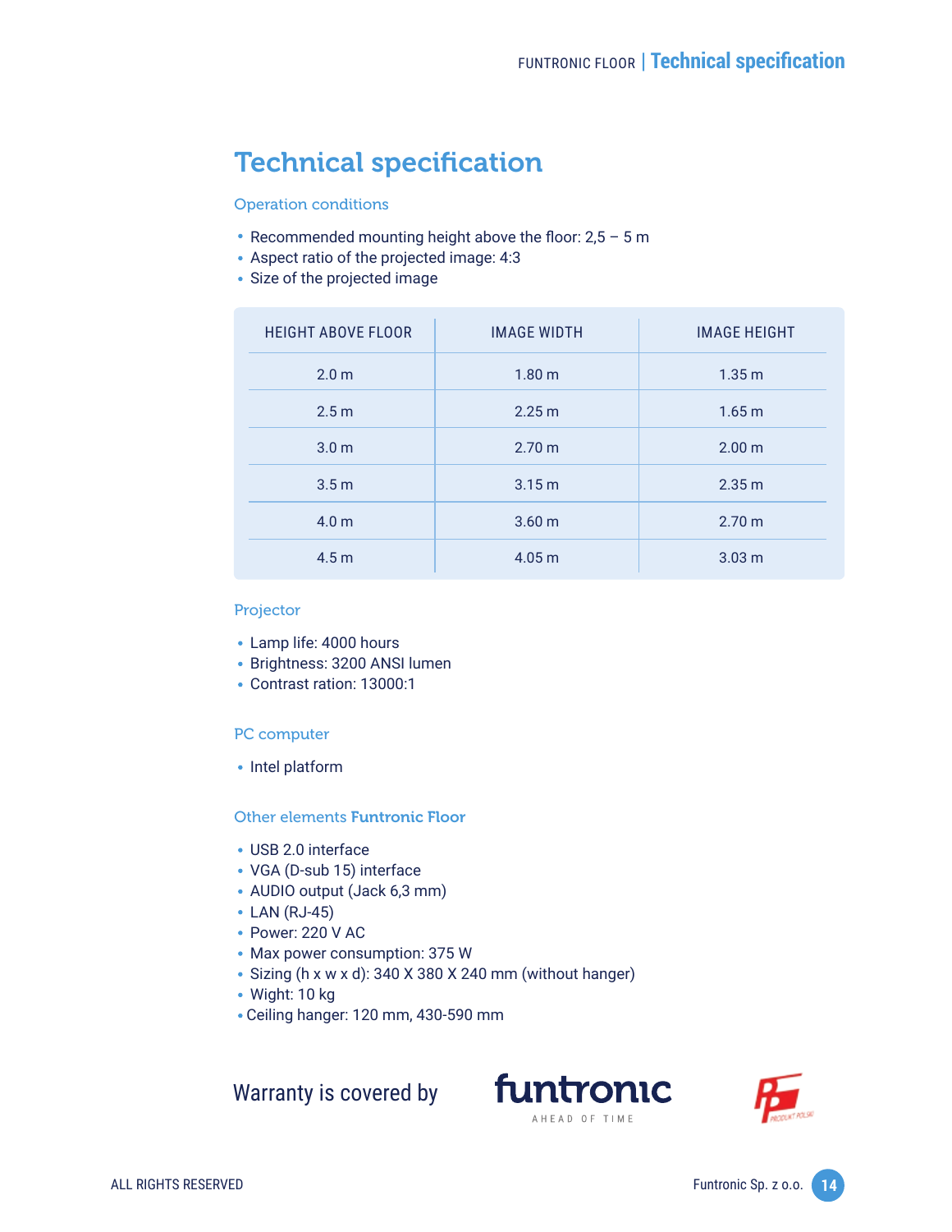# Technical specification

### Operation conditions

- Recommended mounting height above the floor: 2,5 – 5 m
- Aspect ratio of the projected image: 4:3
- Size of the projected image

| HEIGHT ABOVE FLOOR | IMAGE WIDTH | IMAGE HEIGHT |
|---|---|---|
| 2.0 m | 1.80 m | 1.35 m |
| 2.5 m | 2.25 m | 1.65 m |
| 3.0 m | 2.70 m | 2.00 m |
| 3.5 m | 3.15 m | 2.35 m |
| 4.0 m | 3.60 m | 2.70 m |
| 4.5 m | 4.05 m | 3.03 m |

### Projector

- Lamp life: 4000 hours
- Brightness: 3200 ANSI lumen
- Contrast ration: 13000:1

### PC computer

- Intel platform

### Other elements **Funtronic Floor**

- USB 2.0 interface
- VGA (D-sub 15) interface
- AUDIO output (Jack 6,3 mm)
- LAN (RJ-45)
- Power: 220 V AC
- Max power consumption: 375 W
- Sizing (h x w x d): 340 X 380 X 240 mm (without hanger)
- Wight: 10 kg
- Ceiling hanger: 120 mm, 430-590 mm

Warranty is covered by funtronic AHEAD OF TIME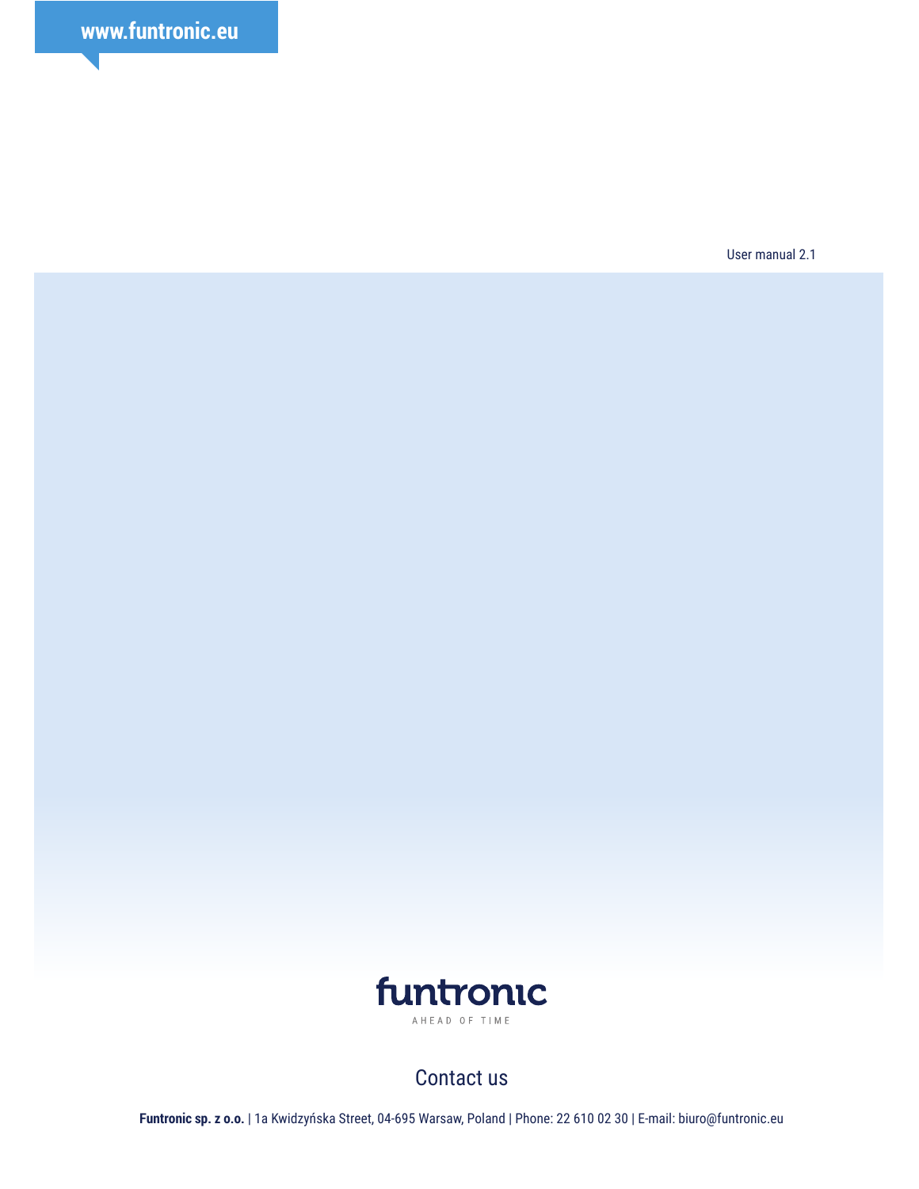www.funtronic.eu

User manual 2.1

funtronic

AHEAD OF TIME

## Contact us

**Funtronic sp. z o.o.** | 1a Kwidzyńska Street, 04-695 Warsaw, Poland | Phone: 22 610 02 30 | E-mail: biuro@funtronic.eu